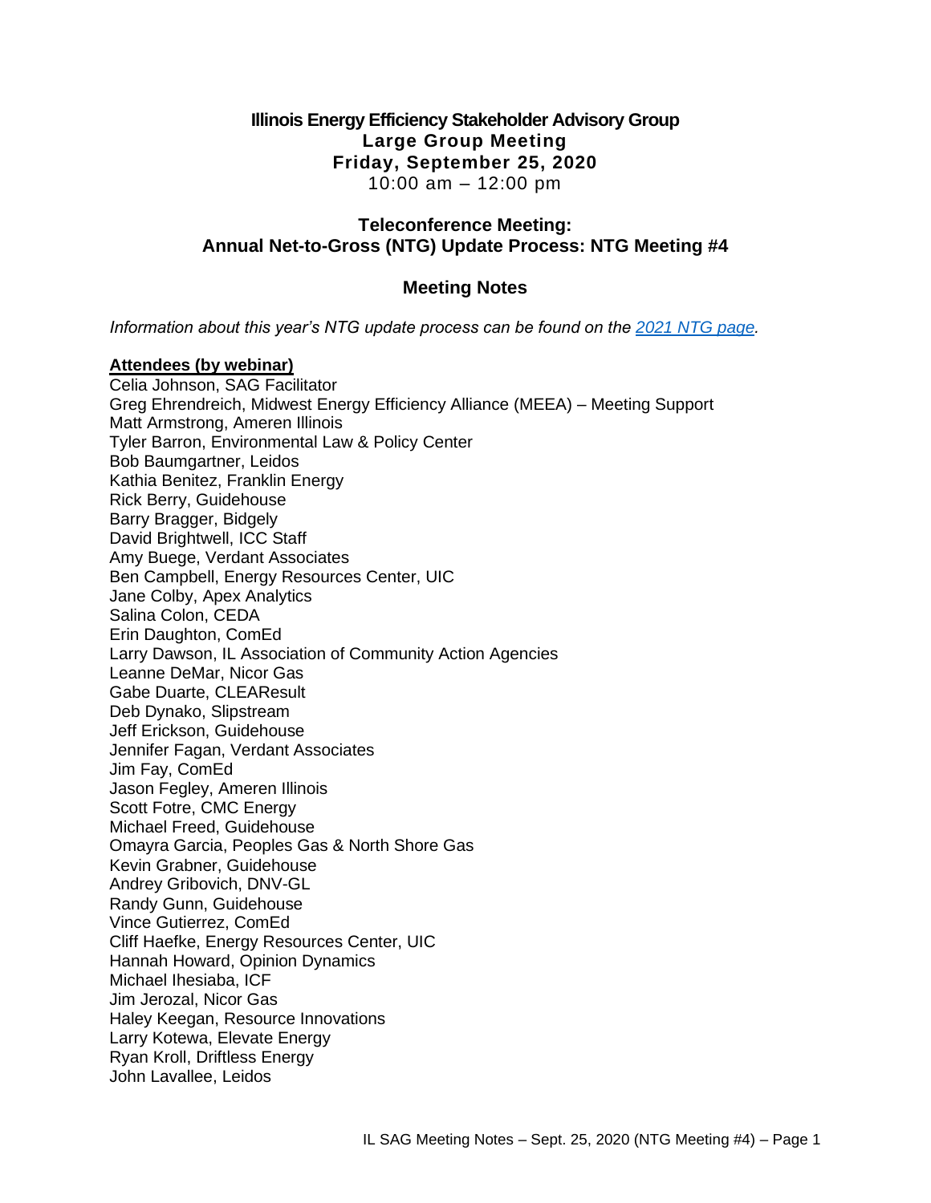# Illinois Energy Efficiency Stakeholder Advisory Group

## Large Group Meeting

## Friday, September 25, 2020

10:00 am – 12:00 pm

## Teleconference Meeting: Annual Net-to-Gross (NTG) Update Process: NTG Meeting #4

## Meeting Notes

*Information about this year's NTG update process can be found on the [2021 NTG page](2021 NTG page).*

**Attendees (by webinar)**

Celia Johnson, SAG Facilitator
Greg Ehrendreich, Midwest Energy Efficiency Alliance (MEEA) – Meeting Support
Matt Armstrong, Ameren Illinois
Tyler Barron, Environmental Law & Policy Center
Bob Baumgartner, Leidos
Kathia Benitez, Franklin Energy
Rick Berry, Guidehouse
Barry Bragger, Bidgely
David Brightwell, ICC Staff
Amy Buege, Verdant Associates
Ben Campbell, Energy Resources Center, UIC
Jane Colby, Apex Analytics
Salina Colon, CEDA
Erin Daughton, ComEd
Larry Dawson, IL Association of Community Action Agencies
Leanne DeMar, Nicor Gas
Gabe Duarte, CLEAResult
Deb Dynako, Slipstream
Jeff Erickson, Guidehouse
Jennifer Fagan, Verdant Associates
Jim Fay, ComEd
Jason Fegley, Ameren Illinois
Scott Fotre, CMC Energy
Michael Freed, Guidehouse
Omayra Garcia, Peoples Gas & North Shore Gas
Kevin Grabner, Guidehouse
Andrey Gribovich, DNV-GL
Randy Gunn, Guidehouse
Vince Gutierrez, ComEd
Cliff Haefke, Energy Resources Center, UIC
Hannah Howard, Opinion Dynamics
Michael Ihesiaba, ICF
Jim Jerozal, Nicor Gas
Haley Keegan, Resource Innovations
Larry Kotewa, Elevate Energy
Ryan Kroll, Driftless Energy
John Lavallee, Leidos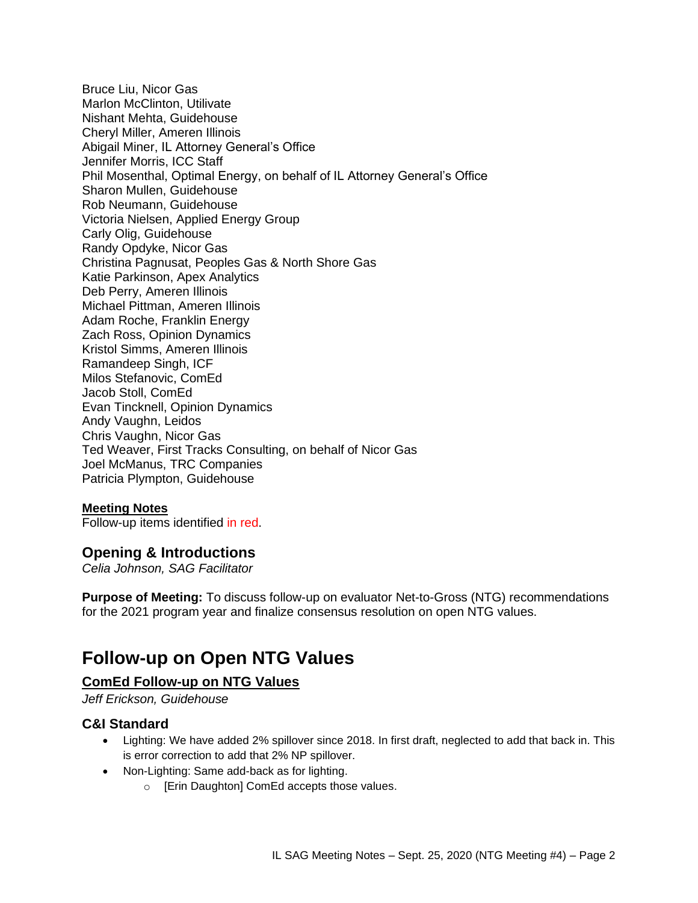Bruce Liu, Nicor Gas
Marlon McClinton, Utilivate
Nishant Mehta, Guidehouse
Cheryl Miller, Ameren Illinois
Abigail Miner, IL Attorney General's Office
Jennifer Morris, ICC Staff
Phil Mosenthal, Optimal Energy, on behalf of IL Attorney General's Office
Sharon Mullen, Guidehouse
Rob Neumann, Guidehouse
Victoria Nielsen, Applied Energy Group
Carly Olig, Guidehouse
Randy Opdyke, Nicor Gas
Christina Pagnusat, Peoples Gas & North Shore Gas
Katie Parkinson, Apex Analytics
Deb Perry, Ameren Illinois
Michael Pittman, Ameren Illinois
Adam Roche, Franklin Energy
Zach Ross, Opinion Dynamics
Kristol Simms, Ameren Illinois
Ramandeep Singh, ICF
Milos Stefanovic, ComEd
Jacob Stoll, ComEd
Evan Tincknell, Opinion Dynamics
Andy Vaughn, Leidos
Chris Vaughn, Nicor Gas
Ted Weaver, First Tracks Consulting, on behalf of Nicor Gas
Joel McManus, TRC Companies
Patricia Plympton, Guidehouse

**Meeting Notes**
Follow-up items identified in red.

## Opening & Introductions

*Celia Johnson, SAG Facilitator*

**Purpose of Meeting:** To discuss follow-up on evaluator Net-to-Gross (NTG) recommendations for the 2021 program year and finalize consensus resolution on open NTG values.

# Follow-up on Open NTG Values

## ComEd Follow-up on NTG Values

*Jeff Erickson, Guidehouse*

### C&I Standard

- Lighting: We have added 2% spillover since 2018. In first draft, neglected to add that back in. This is error correction to add that 2% NP spillover.
- Non-Lighting: Same add-back as for lighting.
  - [Erin Daughton] ComEd accepts those values.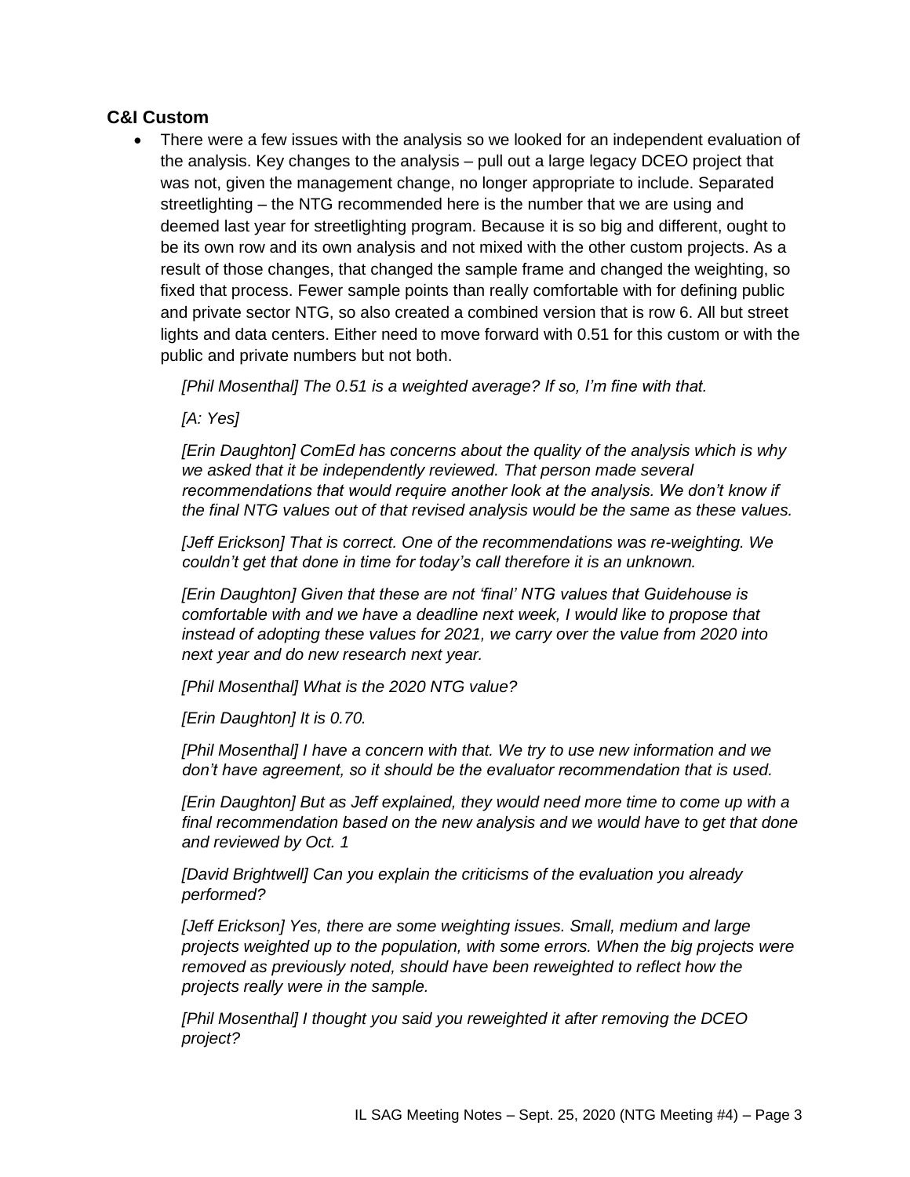### C&I Custom

- There were a few issues with the analysis so we looked for an independent evaluation of the analysis. Key changes to the analysis – pull out a large legacy DCEO project that was not, given the management change, no longer appropriate to include. Separated streetlighting – the NTG recommended here is the number that we are using and deemed last year for streetlighting program. Because it is so big and different, ought to be its own row and its own analysis and not mixed with the other custom projects. As a result of those changes, that changed the sample frame and changed the weighting, so fixed that process. Fewer sample points than really comfortable with for defining public and private sector NTG, so also created a combined version that is row 6. All but street lights and data centers. Either need to move forward with 0.51 for this custom or with the public and private numbers but not both.

  *[Phil Mosenthal] The 0.51 is a weighted average? If so, I'm fine with that.*

  *[A: Yes]*

  *[Erin Daughton] ComEd has concerns about the quality of the analysis which is why we asked that it be independently reviewed. That person made several recommendations that would require another look at the analysis. We don't know if the final NTG values out of that revised analysis would be the same as these values.*

  *[Jeff Erickson] That is correct. One of the recommendations was re-weighting. We couldn't get that done in time for today's call therefore it is an unknown.*

  *[Erin Daughton] Given that these are not 'final' NTG values that Guidehouse is comfortable with and we have a deadline next week, I would like to propose that instead of adopting these values for 2021, we carry over the value from 2020 into next year and do new research next year.*

  *[Phil Mosenthal] What is the 2020 NTG value?*

  *[Erin Daughton] It is 0.70.*

  *[Phil Mosenthal] I have a concern with that. We try to use new information and we don't have agreement, so it should be the evaluator recommendation that is used.*

  *[Erin Daughton] But as Jeff explained, they would need more time to come up with a final recommendation based on the new analysis and we would have to get that done and reviewed by Oct. 1*

  *[David Brightwell] Can you explain the criticisms of the evaluation you already performed?*

  *[Jeff Erickson] Yes, there are some weighting issues. Small, medium and large projects weighted up to the population, with some errors. When the big projects were removed as previously noted, should have been reweighted to reflect how the projects really were in the sample.*

  *[Phil Mosenthal] I thought you said you reweighted it after removing the DCEO project?*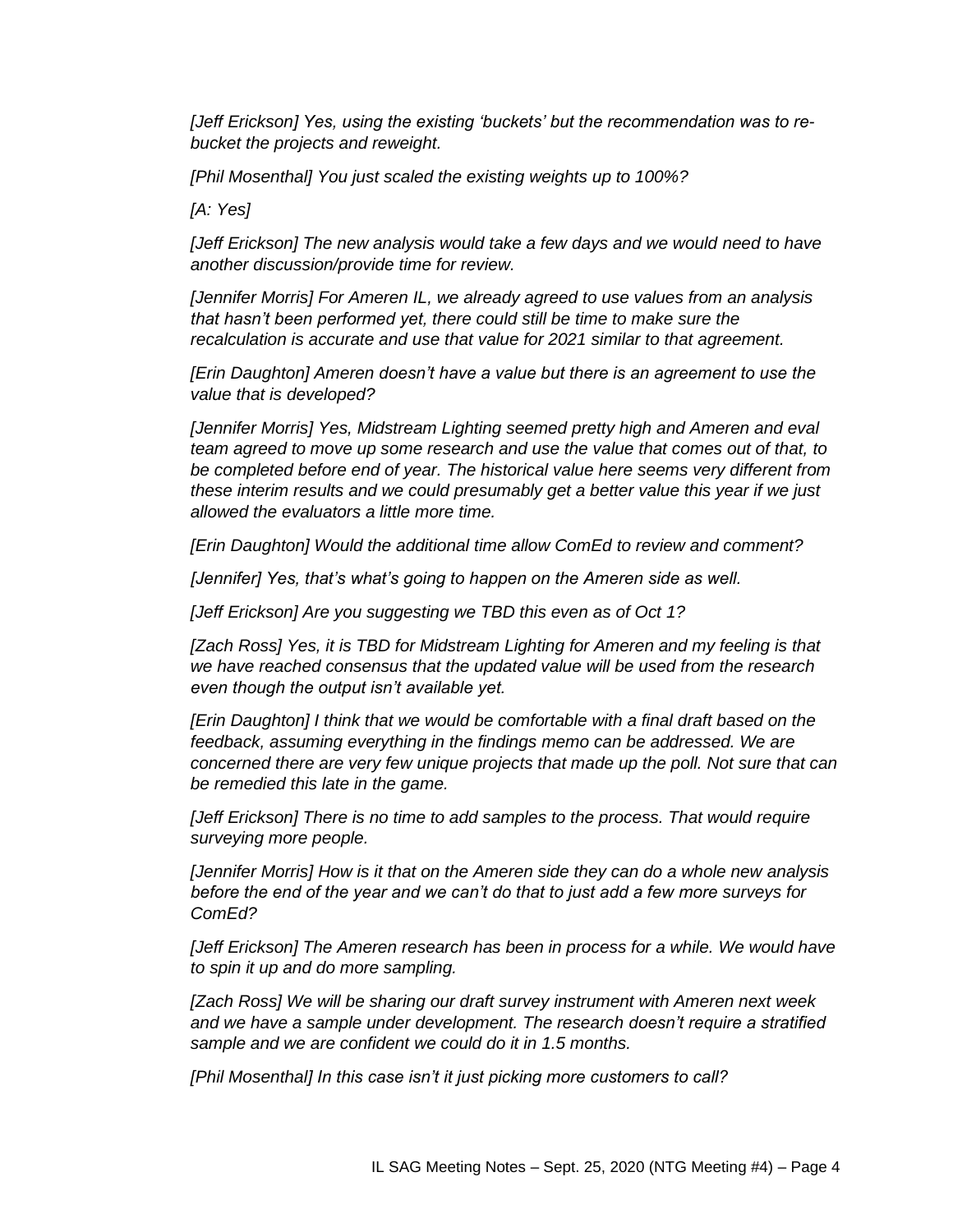*[Jeff Erickson] Yes, using the existing 'buckets' but the recommendation was to re-bucket the projects and reweight.*

*[Phil Mosenthal] You just scaled the existing weights up to 100%?*

*[A: Yes]*

*[Jeff Erickson] The new analysis would take a few days and we would need to have another discussion/provide time for review.*

*[Jennifer Morris] For Ameren IL, we already agreed to use values from an analysis that hasn't been performed yet, there could still be time to make sure the recalculation is accurate and use that value for 2021 similar to that agreement.*

*[Erin Daughton] Ameren doesn't have a value but there is an agreement to use the value that is developed?*

*[Jennifer Morris] Yes, Midstream Lighting seemed pretty high and Ameren and eval team agreed to move up some research and use the value that comes out of that, to be completed before end of year. The historical value here seems very different from these interim results and we could presumably get a better value this year if we just allowed the evaluators a little more time.*

*[Erin Daughton] Would the additional time allow ComEd to review and comment?*

*[Jennifer] Yes, that's what's going to happen on the Ameren side as well.*

*[Jeff Erickson] Are you suggesting we TBD this even as of Oct 1?*

*[Zach Ross] Yes, it is TBD for Midstream Lighting for Ameren and my feeling is that we have reached consensus that the updated value will be used from the research even though the output isn't available yet.*

*[Erin Daughton] I think that we would be comfortable with a final draft based on the feedback, assuming everything in the findings memo can be addressed. We are concerned there are very few unique projects that made up the poll. Not sure that can be remedied this late in the game.*

*[Jeff Erickson] There is no time to add samples to the process. That would require surveying more people.*

*[Jennifer Morris] How is it that on the Ameren side they can do a whole new analysis before the end of the year and we can't do that to just add a few more surveys for ComEd?*

*[Jeff Erickson] The Ameren research has been in process for a while. We would have to spin it up and do more sampling.*

*[Zach Ross] We will be sharing our draft survey instrument with Ameren next week and we have a sample under development. The research doesn't require a stratified sample and we are confident we could do it in 1.5 months.*

*[Phil Mosenthal] In this case isn't it just picking more customers to call?*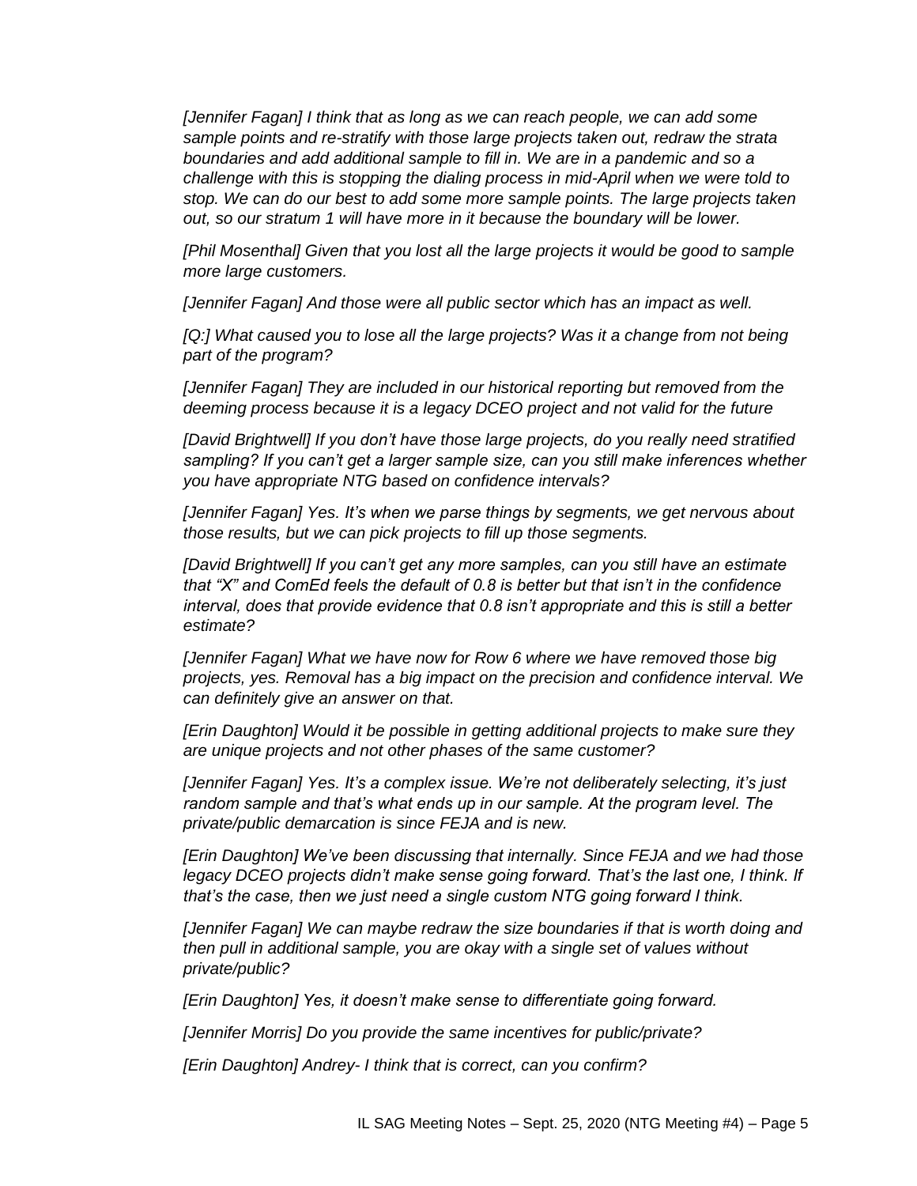*[Jennifer Fagan] I think that as long as we can reach people, we can add some sample points and re-stratify with those large projects taken out, redraw the strata boundaries and add additional sample to fill in. We are in a pandemic and so a challenge with this is stopping the dialing process in mid-April when we were told to stop. We can do our best to add some more sample points. The large projects taken out, so our stratum 1 will have more in it because the boundary will be lower.*

*[Phil Mosenthal] Given that you lost all the large projects it would be good to sample more large customers.*

*[Jennifer Fagan] And those were all public sector which has an impact as well.*

*[Q:] What caused you to lose all the large projects? Was it a change from not being part of the program?*

*[Jennifer Fagan] They are included in our historical reporting but removed from the deeming process because it is a legacy DCEO project and not valid for the future*

*[David Brightwell] If you don't have those large projects, do you really need stratified sampling? If you can't get a larger sample size, can you still make inferences whether you have appropriate NTG based on confidence intervals?*

*[Jennifer Fagan] Yes. It's when we parse things by segments, we get nervous about those results, but we can pick projects to fill up those segments.*

*[David Brightwell] If you can't get any more samples, can you still have an estimate that "X" and ComEd feels the default of 0.8 is better but that isn't in the confidence interval, does that provide evidence that 0.8 isn't appropriate and this is still a better estimate?*

*[Jennifer Fagan] What we have now for Row 6 where we have removed those big projects, yes. Removal has a big impact on the precision and confidence interval. We can definitely give an answer on that.*

*[Erin Daughton] Would it be possible in getting additional projects to make sure they are unique projects and not other phases of the same customer?*

*[Jennifer Fagan] Yes. It's a complex issue. We're not deliberately selecting, it's just random sample and that's what ends up in our sample. At the program level. The private/public demarcation is since FEJA and is new.*

*[Erin Daughton] We've been discussing that internally. Since FEJA and we had those legacy DCEO projects didn't make sense going forward. That's the last one, I think. If that's the case, then we just need a single custom NTG going forward I think.*

*[Jennifer Fagan] We can maybe redraw the size boundaries if that is worth doing and then pull in additional sample, you are okay with a single set of values without private/public?*

*[Erin Daughton] Yes, it doesn't make sense to differentiate going forward.*

*[Jennifer Morris] Do you provide the same incentives for public/private?*

*[Erin Daughton] Andrey- I think that is correct, can you confirm?*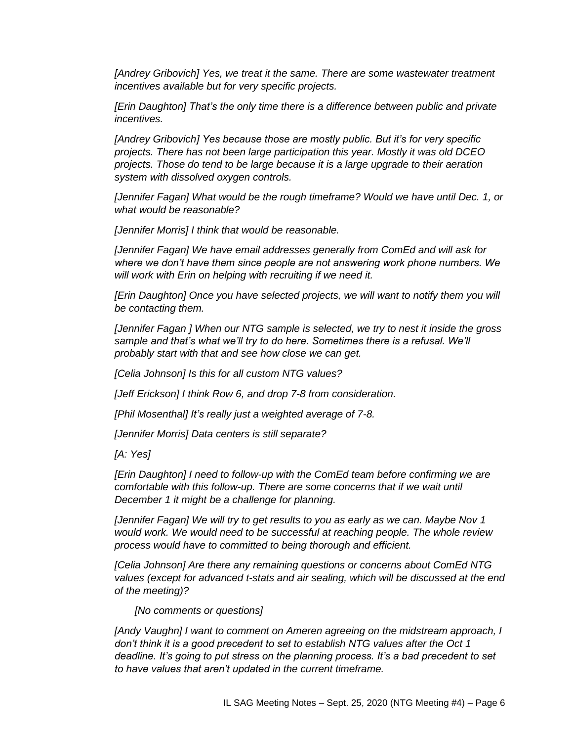*[Andrey Gribovich] Yes, we treat it the same. There are some wastewater treatment incentives available but for very specific projects.*

*[Erin Daughton] That's the only time there is a difference between public and private incentives.*

*[Andrey Gribovich] Yes because those are mostly public. But it's for very specific projects. There has not been large participation this year. Mostly it was old DCEO projects. Those do tend to be large because it is a large upgrade to their aeration system with dissolved oxygen controls.*

*[Jennifer Fagan] What would be the rough timeframe? Would we have until Dec. 1, or what would be reasonable?*

*[Jennifer Morris] I think that would be reasonable.*

*[Jennifer Fagan] We have email addresses generally from ComEd and will ask for where we don't have them since people are not answering work phone numbers. We will work with Erin on helping with recruiting if we need it.*

*[Erin Daughton] Once you have selected projects, we will want to notify them you will be contacting them.*

*[Jennifer Fagan ] When our NTG sample is selected, we try to nest it inside the gross sample and that's what we'll try to do here. Sometimes there is a refusal. We'll probably start with that and see how close we can get.*

*[Celia Johnson] Is this for all custom NTG values?*

*[Jeff Erickson] I think Row 6, and drop 7-8 from consideration.*

*[Phil Mosenthal] It's really just a weighted average of 7-8.*

*[Jennifer Morris] Data centers is still separate?*

*[A: Yes]*

*[Erin Daughton] I need to follow-up with the ComEd team before confirming we are comfortable with this follow-up. There are some concerns that if we wait until December 1 it might be a challenge for planning.*

*[Jennifer Fagan] We will try to get results to you as early as we can. Maybe Nov 1 would work. We would need to be successful at reaching people. The whole review process would have to committed to being thorough and efficient.*

*[Celia Johnson] Are there any remaining questions or concerns about ComEd NTG values (except for advanced t-stats and air sealing, which will be discussed at the end of the meeting)?*

*[No comments or questions]*

*[Andy Vaughn] I want to comment on Ameren agreeing on the midstream approach, I don't think it is a good precedent to set to establish NTG values after the Oct 1 deadline. It's going to put stress on the planning process. It's a bad precedent to set to have values that aren't updated in the current timeframe.*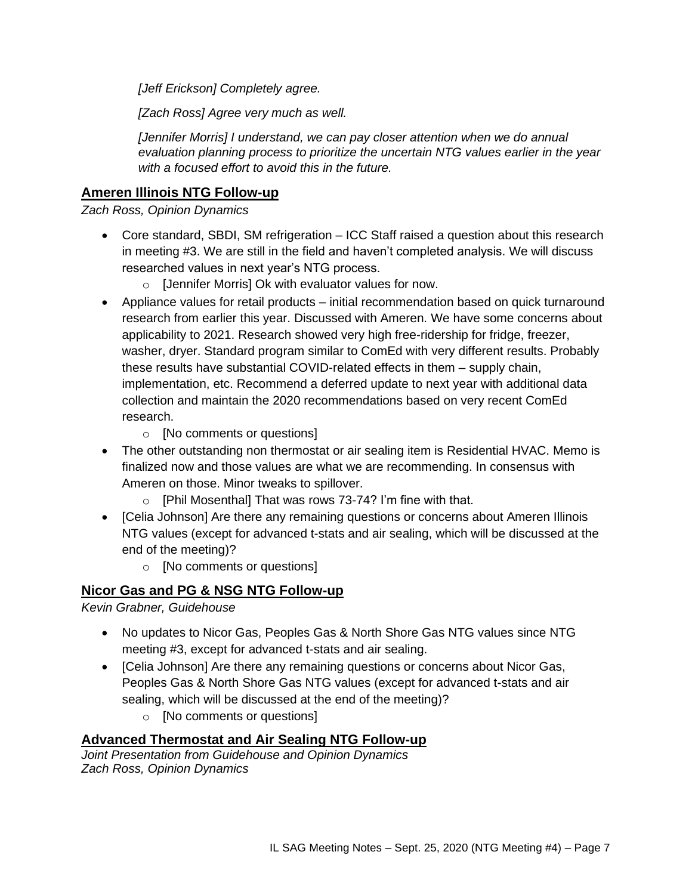*[Jeff Erickson] Completely agree.*

*[Zach Ross] Agree very much as well.*

*[Jennifer Morris] I understand, we can pay closer attention when we do annual evaluation planning process to prioritize the uncertain NTG values earlier in the year with a focused effort to avoid this in the future.*

## Ameren Illinois NTG Follow-up

*Zach Ross, Opinion Dynamics*

- Core standard, SBDI, SM refrigeration – ICC Staff raised a question about this research in meeting #3. We are still in the field and haven't completed analysis. We will discuss researched values in next year's NTG process.
  - [Jennifer Morris] Ok with evaluator values for now.
- Appliance values for retail products – initial recommendation based on quick turnaround research from earlier this year. Discussed with Ameren. We have some concerns about applicability to 2021. Research showed very high free-ridership for fridge, freezer, washer, dryer. Standard program similar to ComEd with very different results. Probably these results have substantial COVID-related effects in them – supply chain, implementation, etc. Recommend a deferred update to next year with additional data collection and maintain the 2020 recommendations based on very recent ComEd research.
  - [No comments or questions]
- The other outstanding non thermostat or air sealing item is Residential HVAC. Memo is finalized now and those values are what we are recommending. In consensus with Ameren on those. Minor tweaks to spillover.
  - [Phil Mosenthal] That was rows 73-74? I'm fine with that.
- [Celia Johnson] Are there any remaining questions or concerns about Ameren Illinois NTG values (except for advanced t-stats and air sealing, which will be discussed at the end of the meeting)?
  - [No comments or questions]

## Nicor Gas and PG & NSG NTG Follow-up

*Kevin Grabner, Guidehouse*

- No updates to Nicor Gas, Peoples Gas & North Shore Gas NTG values since NTG meeting #3, except for advanced t-stats and air sealing.
- [Celia Johnson] Are there any remaining questions or concerns about Nicor Gas, Peoples Gas & North Shore Gas NTG values (except for advanced t-stats and air sealing, which will be discussed at the end of the meeting)?
  - [No comments or questions]

## Advanced Thermostat and Air Sealing NTG Follow-up

*Joint Presentation from Guidehouse and Opinion Dynamics*
*Zach Ross, Opinion Dynamics*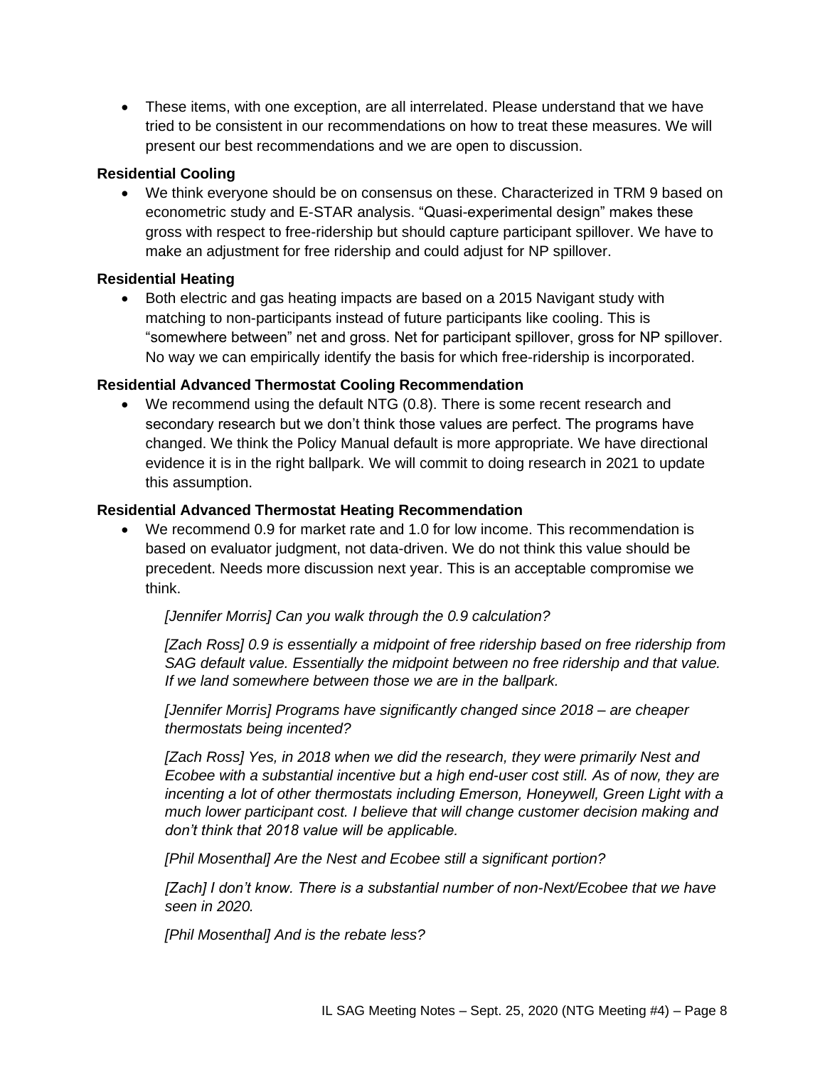- These items, with one exception, are all interrelated. Please understand that we have tried to be consistent in our recommendations on how to treat these measures. We will present our best recommendations and we are open to discussion.

**Residential Cooling**

- We think everyone should be on consensus on these. Characterized in TRM 9 based on econometric study and E-STAR analysis. "Quasi-experimental design" makes these gross with respect to free-ridership but should capture participant spillover. We have to make an adjustment for free ridership and could adjust for NP spillover.

**Residential Heating**

- Both electric and gas heating impacts are based on a 2015 Navigant study with matching to non-participants instead of future participants like cooling. This is "somewhere between" net and gross. Net for participant spillover, gross for NP spillover. No way we can empirically identify the basis for which free-ridership is incorporated.

**Residential Advanced Thermostat Cooling Recommendation**

- We recommend using the default NTG (0.8). There is some recent research and secondary research but we don't think those values are perfect. The programs have changed. We think the Policy Manual default is more appropriate. We have directional evidence it is in the right ballpark. We will commit to doing research in 2021 to update this assumption.

**Residential Advanced Thermostat Heating Recommendation**

- We recommend 0.9 for market rate and 1.0 for low income. This recommendation is based on evaluator judgment, not data-driven. We do not think this value should be precedent. Needs more discussion next year. This is an acceptable compromise we think.

  *[Jennifer Morris] Can you walk through the 0.9 calculation?*

  *[Zach Ross] 0.9 is essentially a midpoint of free ridership based on free ridership from SAG default value. Essentially the midpoint between no free ridership and that value. If we land somewhere between those we are in the ballpark.*

  *[Jennifer Morris] Programs have significantly changed since 2018 – are cheaper thermostats being incented?*

  *[Zach Ross] Yes, in 2018 when we did the research, they were primarily Nest and Ecobee with a substantial incentive but a high end-user cost still. As of now, they are incenting a lot of other thermostats including Emerson, Honeywell, Green Light with a much lower participant cost. I believe that will change customer decision making and don't think that 2018 value will be applicable.*

  *[Phil Mosenthal] Are the Nest and Ecobee still a significant portion?*

  *[Zach] I don't know. There is a substantial number of non-Next/Ecobee that we have seen in 2020.*

  *[Phil Mosenthal] And is the rebate less?*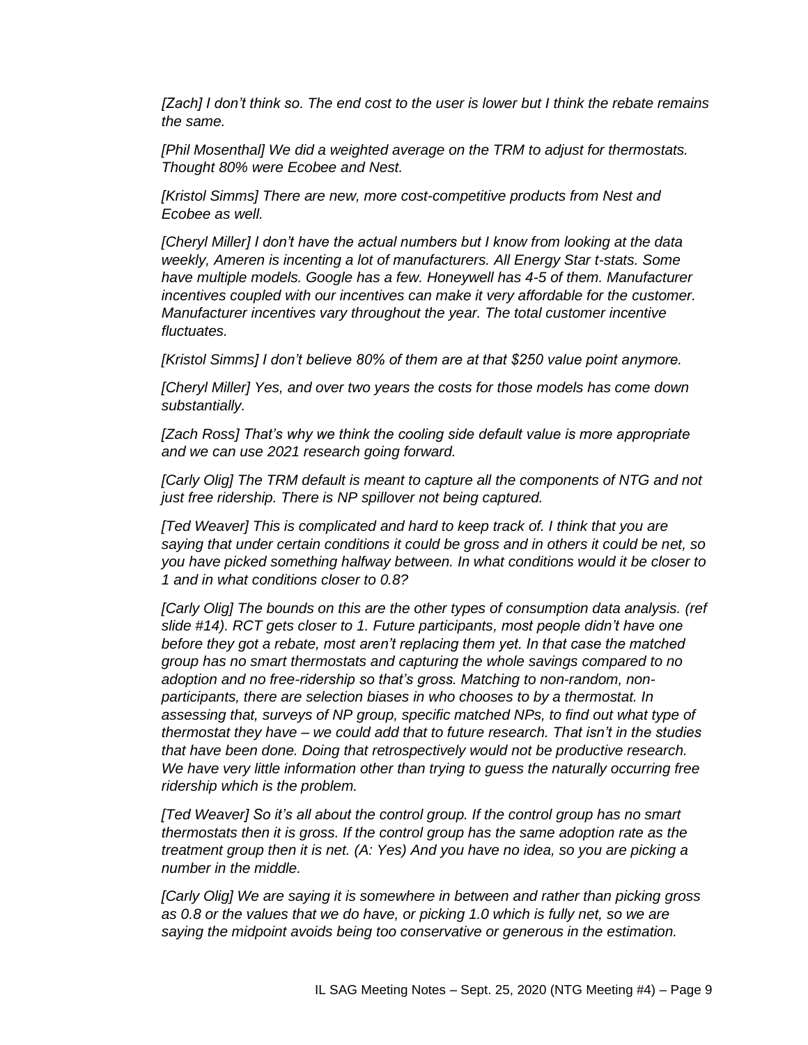*[Zach] I don't think so. The end cost to the user is lower but I think the rebate remains the same.*

*[Phil Mosenthal] We did a weighted average on the TRM to adjust for thermostats. Thought 80% were Ecobee and Nest.*

*[Kristol Simms] There are new, more cost-competitive products from Nest and Ecobee as well.*

*[Cheryl Miller] I don't have the actual numbers but I know from looking at the data weekly, Ameren is incenting a lot of manufacturers. All Energy Star t-stats. Some have multiple models. Google has a few. Honeywell has 4-5 of them. Manufacturer incentives coupled with our incentives can make it very affordable for the customer. Manufacturer incentives vary throughout the year. The total customer incentive fluctuates.*

*[Kristol Simms] I don't believe 80% of them are at that $250 value point anymore.*

*[Cheryl Miller] Yes, and over two years the costs for those models has come down substantially.*

*[Zach Ross] That's why we think the cooling side default value is more appropriate and we can use 2021 research going forward.*

*[Carly Olig] The TRM default is meant to capture all the components of NTG and not just free ridership. There is NP spillover not being captured.*

*[Ted Weaver] This is complicated and hard to keep track of. I think that you are saying that under certain conditions it could be gross and in others it could be net, so you have picked something halfway between. In what conditions would it be closer to 1 and in what conditions closer to 0.8?*

*[Carly Olig] The bounds on this are the other types of consumption data analysis. (ref slide #14). RCT gets closer to 1. Future participants, most people didn't have one before they got a rebate, most aren't replacing them yet. In that case the matched group has no smart thermostats and capturing the whole savings compared to no adoption and no free-ridership so that's gross. Matching to non-random, non-participants, there are selection biases in who chooses to by a thermostat. In assessing that, surveys of NP group, specific matched NPs, to find out what type of thermostat they have – we could add that to future research. That isn't in the studies that have been done. Doing that retrospectively would not be productive research. We have very little information other than trying to guess the naturally occurring free ridership which is the problem.*

*[Ted Weaver] So it's all about the control group. If the control group has no smart thermostats then it is gross. If the control group has the same adoption rate as the treatment group then it is net. (A: Yes) And you have no idea, so you are picking a number in the middle.*

*[Carly Olig] We are saying it is somewhere in between and rather than picking gross as 0.8 or the values that we do have, or picking 1.0 which is fully net, so we are saying the midpoint avoids being too conservative or generous in the estimation.*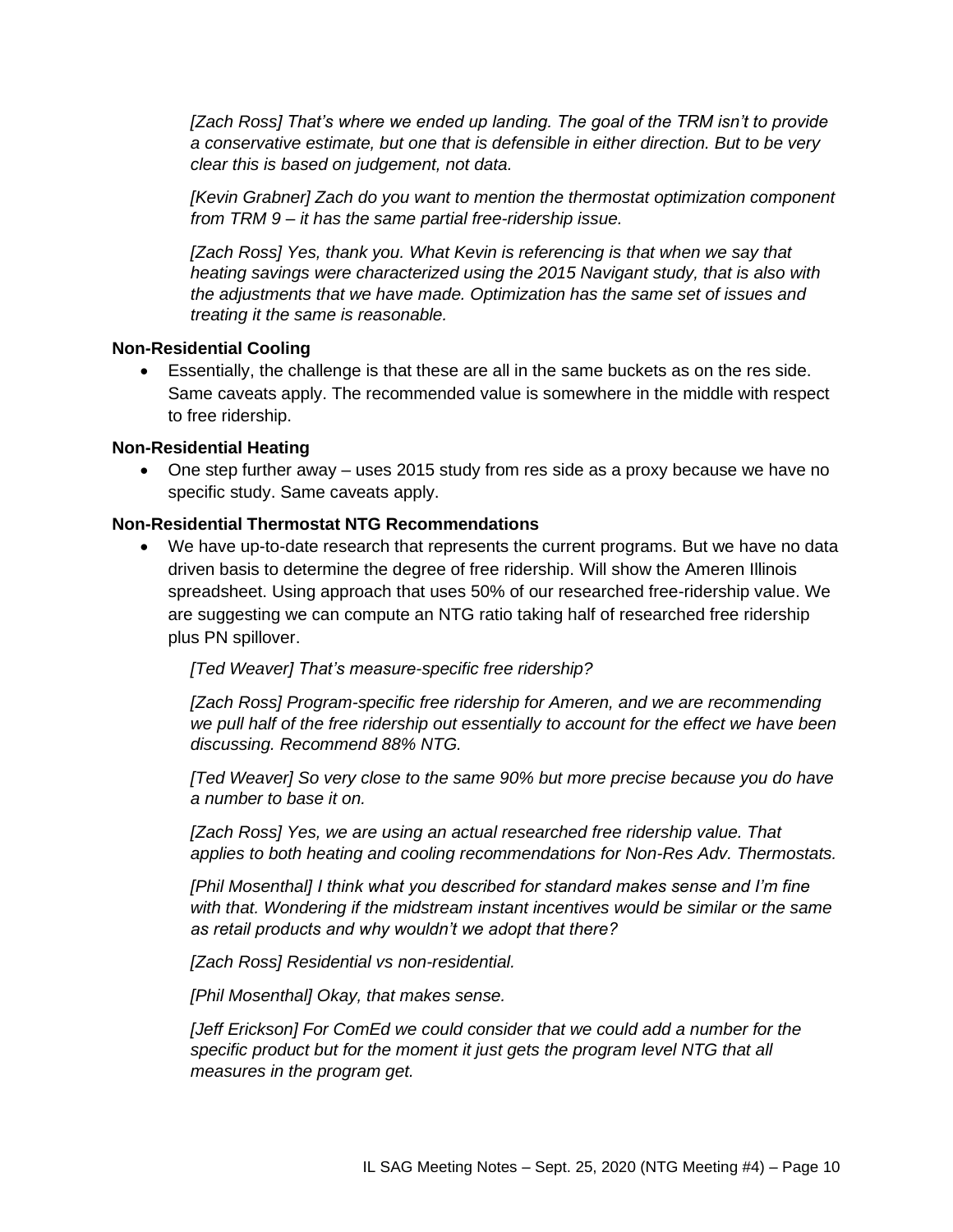*[Zach Ross] That's where we ended up landing. The goal of the TRM isn't to provide a conservative estimate, but one that is defensible in either direction. But to be very clear this is based on judgement, not data.*

*[Kevin Grabner] Zach do you want to mention the thermostat optimization component from TRM 9 – it has the same partial free-ridership issue.*

*[Zach Ross] Yes, thank you. What Kevin is referencing is that when we say that heating savings were characterized using the 2015 Navigant study, that is also with the adjustments that we have made. Optimization has the same set of issues and treating it the same is reasonable.*

**Non-Residential Cooling**

- Essentially, the challenge is that these are all in the same buckets as on the res side. Same caveats apply. The recommended value is somewhere in the middle with respect to free ridership.

**Non-Residential Heating**

- One step further away – uses 2015 study from res side as a proxy because we have no specific study. Same caveats apply.

**Non-Residential Thermostat NTG Recommendations**

- We have up-to-date research that represents the current programs. But we have no data driven basis to determine the degree of free ridership. Will show the Ameren Illinois spreadsheet. Using approach that uses 50% of our researched free-ridership value. We are suggesting we can compute an NTG ratio taking half of researched free ridership plus PN spillover.

  *[Ted Weaver] That's measure-specific free ridership?*

  *[Zach Ross] Program-specific free ridership for Ameren, and we are recommending we pull half of the free ridership out essentially to account for the effect we have been discussing. Recommend 88% NTG.*

  *[Ted Weaver] So very close to the same 90% but more precise because you do have a number to base it on.*

  *[Zach Ross] Yes, we are using an actual researched free ridership value. That applies to both heating and cooling recommendations for Non-Res Adv. Thermostats.*

  *[Phil Mosenthal] I think what you described for standard makes sense and I'm fine with that. Wondering if the midstream instant incentives would be similar or the same as retail products and why wouldn't we adopt that there?*

  *[Zach Ross] Residential vs non-residential.*

  *[Phil Mosenthal] Okay, that makes sense.*

  *[Jeff Erickson] For ComEd we could consider that we could add a number for the specific product but for the moment it just gets the program level NTG that all measures in the program get.*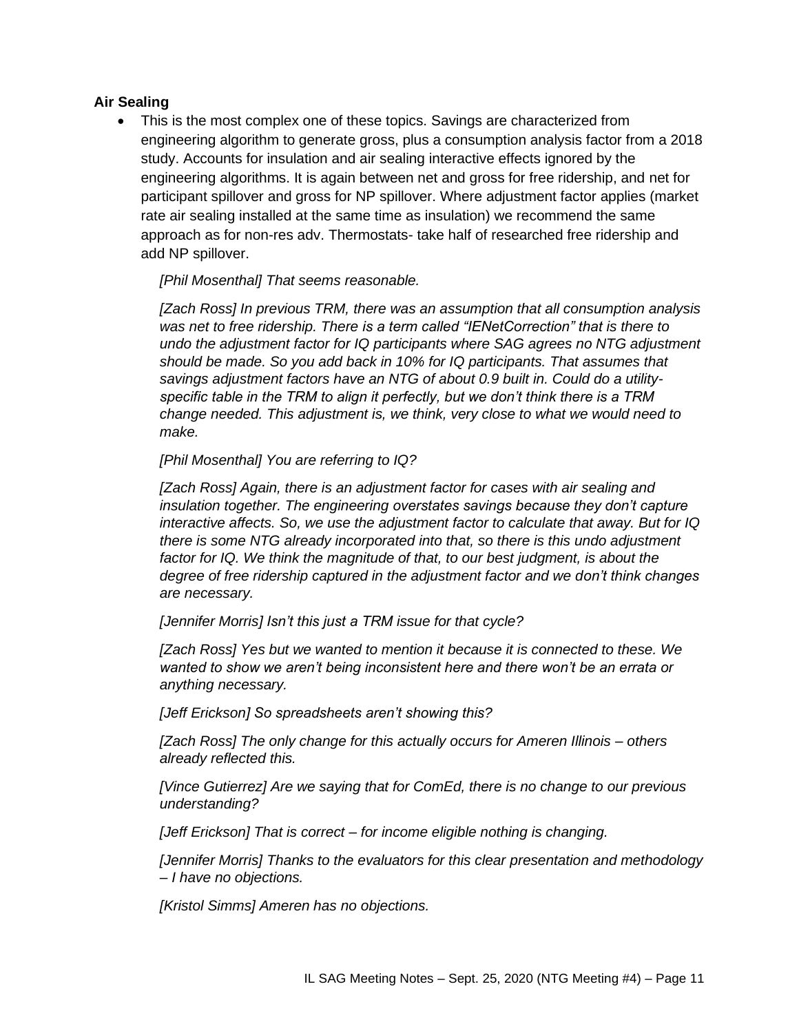**Air Sealing**

- This is the most complex one of these topics. Savings are characterized from engineering algorithm to generate gross, plus a consumption analysis factor from a 2018 study. Accounts for insulation and air sealing interactive effects ignored by the engineering algorithms. It is again between net and gross for free ridership, and net for participant spillover and gross for NP spillover. Where adjustment factor applies (market rate air sealing installed at the same time as insulation) we recommend the same approach as for non-res adv. Thermostats- take half of researched free ridership and add NP spillover.

  *[Phil Mosenthal] That seems reasonable.*

  *[Zach Ross] In previous TRM, there was an assumption that all consumption analysis was net to free ridership. There is a term called "IENetCorrection" that is there to undo the adjustment factor for IQ participants where SAG agrees no NTG adjustment should be made. So you add back in 10% for IQ participants. That assumes that savings adjustment factors have an NTG of about 0.9 built in. Could do a utility-specific table in the TRM to align it perfectly, but we don't think there is a TRM change needed. This adjustment is, we think, very close to what we would need to make.*

  *[Phil Mosenthal] You are referring to IQ?*

  *[Zach Ross] Again, there is an adjustment factor for cases with air sealing and insulation together. The engineering overstates savings because they don't capture interactive affects. So, we use the adjustment factor to calculate that away. But for IQ there is some NTG already incorporated into that, so there is this undo adjustment factor for IQ. We think the magnitude of that, to our best judgment, is about the degree of free ridership captured in the adjustment factor and we don't think changes are necessary.*

  *[Jennifer Morris] Isn't this just a TRM issue for that cycle?*

  *[Zach Ross] Yes but we wanted to mention it because it is connected to these. We wanted to show we aren't being inconsistent here and there won't be an errata or anything necessary.*

  *[Jeff Erickson] So spreadsheets aren't showing this?*

  *[Zach Ross] The only change for this actually occurs for Ameren Illinois – others already reflected this.*

  *[Vince Gutierrez] Are we saying that for ComEd, there is no change to our previous understanding?*

  *[Jeff Erickson] That is correct – for income eligible nothing is changing.*

  *[Jennifer Morris] Thanks to the evaluators for this clear presentation and methodology – I have no objections.*

  *[Kristol Simms] Ameren has no objections.*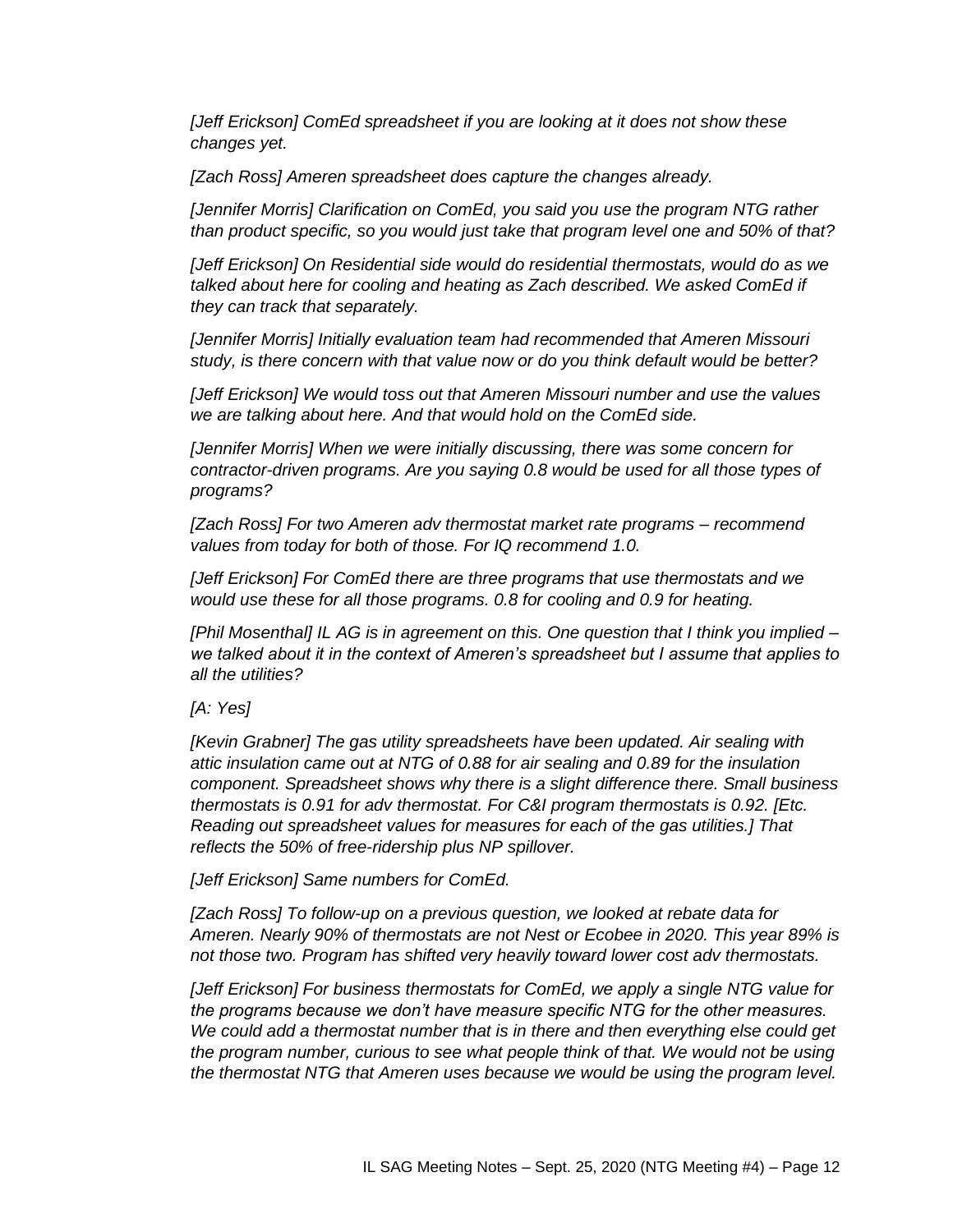*[Jeff Erickson] ComEd spreadsheet if you are looking at it does not show these changes yet.*

*[Zach Ross] Ameren spreadsheet does capture the changes already.*

*[Jennifer Morris] Clarification on ComEd, you said you use the program NTG rather than product specific, so you would just take that program level one and 50% of that?*

*[Jeff Erickson] On Residential side would do residential thermostats, would do as we talked about here for cooling and heating as Zach described. We asked ComEd if they can track that separately.*

*[Jennifer Morris] Initially evaluation team had recommended that Ameren Missouri study, is there concern with that value now or do you think default would be better?*

*[Jeff Erickson] We would toss out that Ameren Missouri number and use the values we are talking about here. And that would hold on the ComEd side.*

*[Jennifer Morris] When we were initially discussing, there was some concern for contractor-driven programs. Are you saying 0.8 would be used for all those types of programs?*

*[Zach Ross] For two Ameren adv thermostat market rate programs – recommend values from today for both of those. For IQ recommend 1.0.*

*[Jeff Erickson] For ComEd there are three programs that use thermostats and we would use these for all those programs. 0.8 for cooling and 0.9 for heating.*

*[Phil Mosenthal] IL AG is in agreement on this. One question that I think you implied – we talked about it in the context of Ameren's spreadsheet but I assume that applies to all the utilities?*

*[A: Yes]*

*[Kevin Grabner] The gas utility spreadsheets have been updated. Air sealing with attic insulation came out at NTG of 0.88 for air sealing and 0.89 for the insulation component. Spreadsheet shows why there is a slight difference there. Small business thermostats is 0.91 for adv thermostat. For C&I program thermostats is 0.92. [Etc. Reading out spreadsheet values for measures for each of the gas utilities.] That reflects the 50% of free-ridership plus NP spillover.*

*[Jeff Erickson] Same numbers for ComEd.*

*[Zach Ross] To follow-up on a previous question, we looked at rebate data for Ameren. Nearly 90% of thermostats are not Nest or Ecobee in 2020. This year 89% is not those two. Program has shifted very heavily toward lower cost adv thermostats.*

*[Jeff Erickson] For business thermostats for ComEd, we apply a single NTG value for the programs because we don't have measure specific NTG for the other measures. We could add a thermostat number that is in there and then everything else could get the program number, curious to see what people think of that. We would not be using the thermostat NTG that Ameren uses because we would be using the program level.*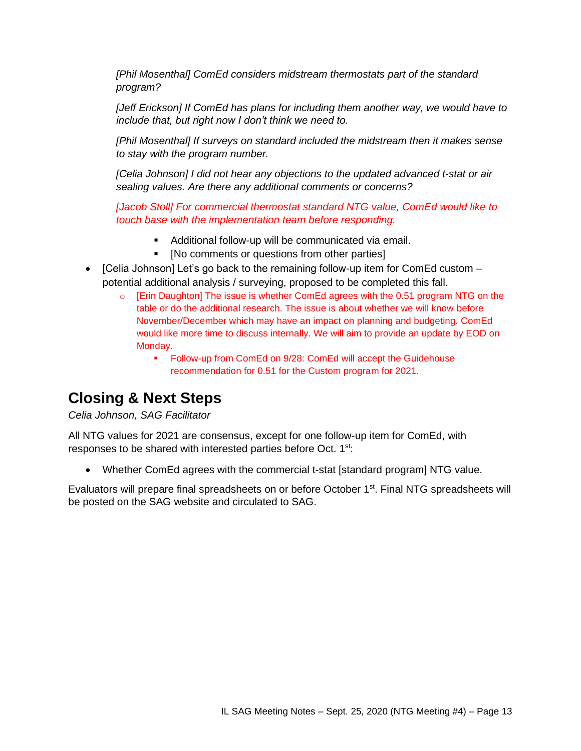*[Phil Mosenthal] ComEd considers midstream thermostats part of the standard program?*

*[Jeff Erickson] If ComEd has plans for including them another way, we would have to include that, but right now I don't think we need to.*

*[Phil Mosenthal] If surveys on standard included the midstream then it makes sense to stay with the program number.*

*[Celia Johnson] I did not hear any objections to the updated advanced t-stat or air sealing values. Are there any additional comments or concerns?*

*[Jacob Stoll] For commercial thermostat standard NTG value, ComEd would like to touch base with the implementation team before responding.*

- Additional follow-up will be communicated via email.
- [No comments or questions from other parties]

- [Celia Johnson] Let's go back to the remaining follow-up item for ComEd custom – potential additional analysis / surveying, proposed to be completed this fall.
    - [Erin Daughton] The issue is whether ComEd agrees with the 0.51 program NTG on the table or do the additional research. The issue is about whether we will know before November/December which may have an impact on planning and budgeting. ComEd would like more time to discuss internally. We will aim to provide an update by EOD on Monday.
        - Follow-up from ComEd on 9/28: ComEd will accept the Guidehouse recommendation for 0.51 for the Custom program for 2021.

## Closing & Next Steps

*Celia Johnson, SAG Facilitator*

All NTG values for 2021 are consensus, except for one follow-up item for ComEd, with responses to be shared with interested parties before Oct. 1st:

- Whether ComEd agrees with the commercial t-stat [standard program] NTG value.

Evaluators will prepare final spreadsheets on or before October 1st. Final NTG spreadsheets will be posted on the SAG website and circulated to SAG.